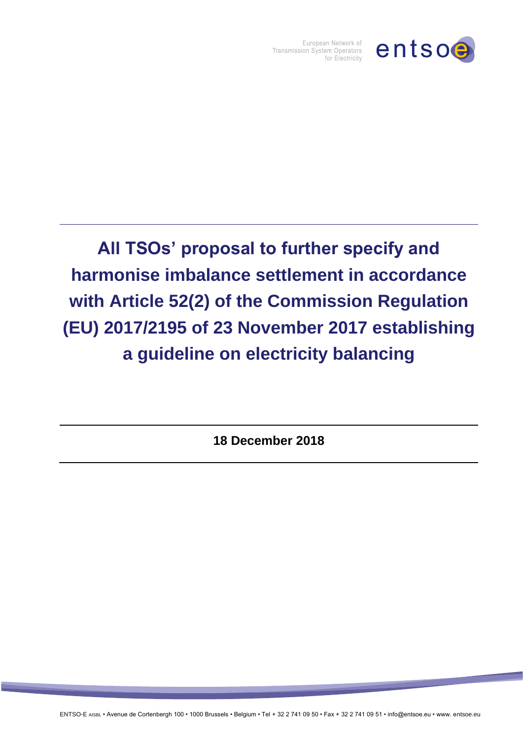European Network of Transmission System Operators for Electricity

# All TSOs' proposal to further specify and harmonise imbalance settlement in accordance with Article 52(2) of the Commission Regulation (EU) 2017/2195 of 23 November 2017 establishing a guideline on electricity balancing

**18 December 2018**

ENTSO-E AISBL • Avenue de Cortenbergh 100 • 1000 Brussels • Belgium • Tel + 32 2 741 09 50 • Fax + 32 2 741 09 51 • info@entsoe.eu • www. entsoe.eu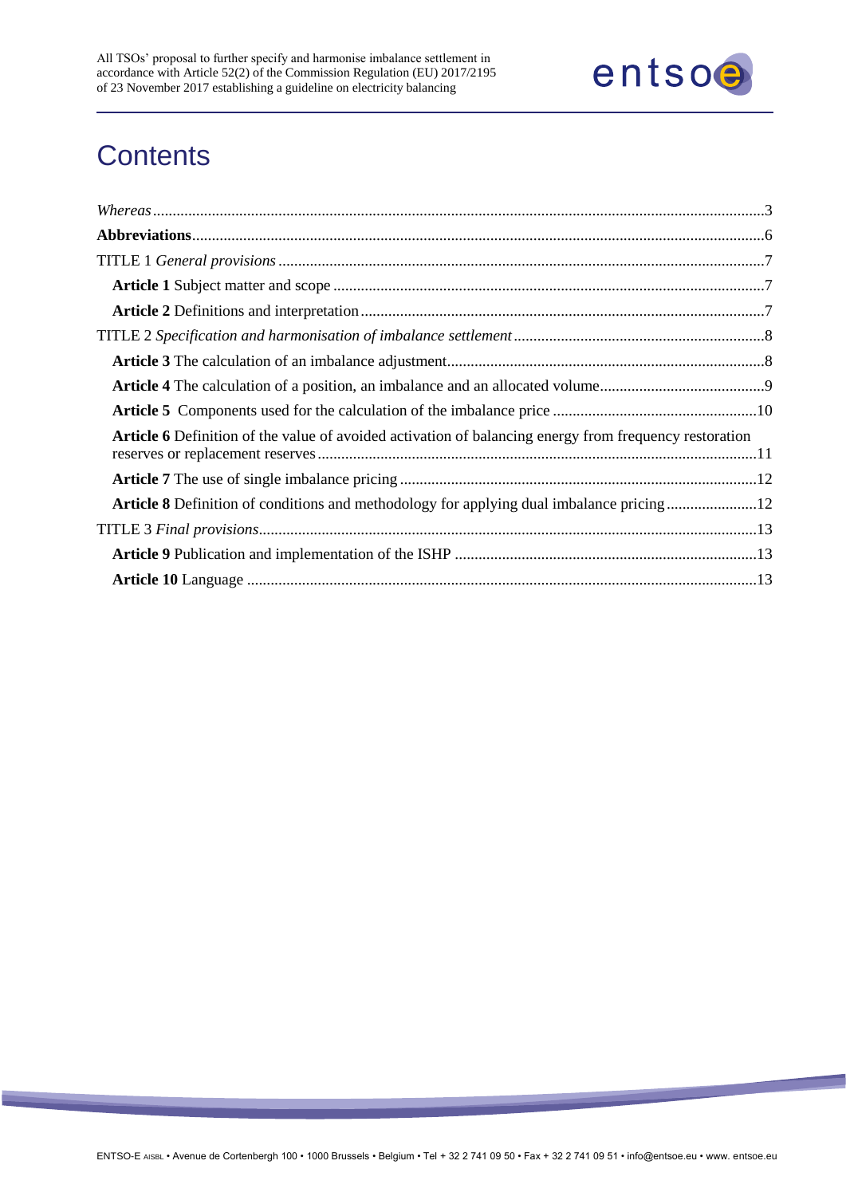# Contents

*Whereas* ... 3

**Abbreviations** ... 6

TITLE 1 *General provisions* ... 7

- **Article 1** Subject matter and scope ... 7
- **Article 2** Definitions and interpretation ... 7

TITLE 2 *Specification and harmonisation of imbalance settlement* ... 8

- **Article 3** The calculation of an imbalance adjustment ... 8
- **Article 4** The calculation of a position, an imbalance and an allocated volume ... 9
- **Article 5** Components used for the calculation of the imbalance price ... 10
- **Article 6** Definition of the value of avoided activation of balancing energy from frequency restoration reserves or replacement reserves ... 11
- **Article 7** The use of single imbalance pricing ... 12
- **Article 8** Definition of conditions and methodology for applying dual imbalance pricing ... 12

TITLE 3 *Final provisions* ... 13

- **Article 9** Publication and implementation of the ISHP ... 13
- **Article 10** Language ... 13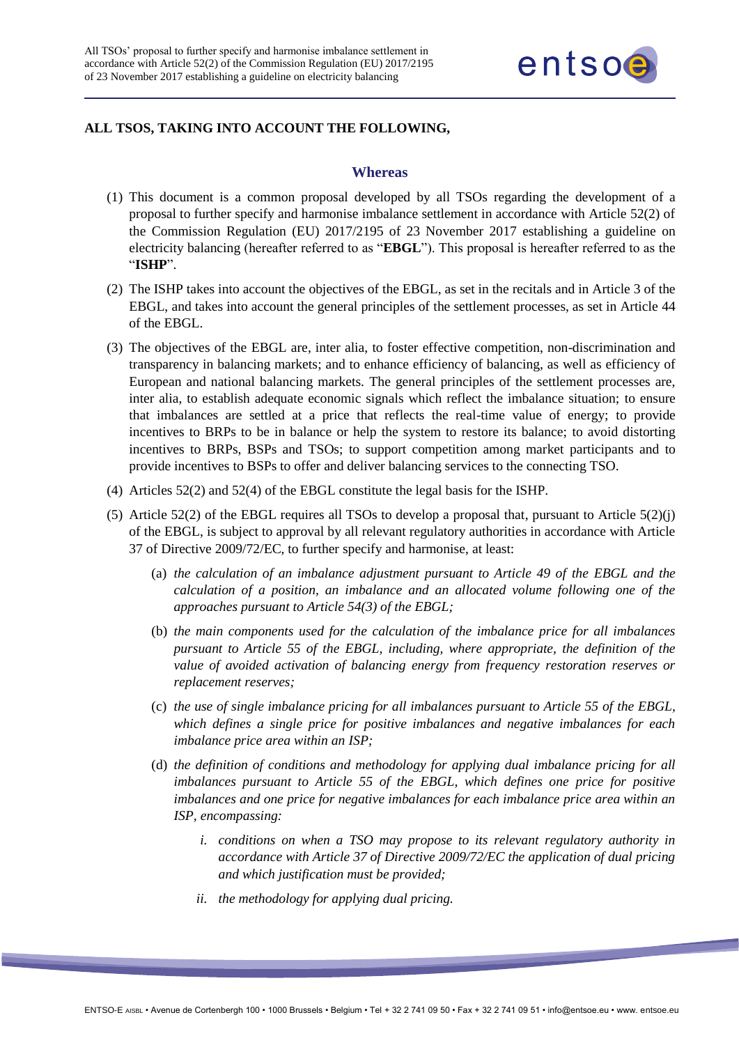**ALL TSOS, TAKING INTO ACCOUNT THE FOLLOWING,**

## Whereas

(1) This document is a common proposal developed by all TSOs regarding the development of a proposal to further specify and harmonise imbalance settlement in accordance with Article 52(2) of the Commission Regulation (EU) 2017/2195 of 23 November 2017 establishing a guideline on electricity balancing (hereafter referred to as "**EBGL**"). This proposal is hereafter referred to as the "**ISHP**".

(2) The ISHP takes into account the objectives of the EBGL, as set in the recitals and in Article 3 of the EBGL, and takes into account the general principles of the settlement processes, as set in Article 44 of the EBGL.

(3) The objectives of the EBGL are, inter alia, to foster effective competition, non-discrimination and transparency in balancing markets; and to enhance efficiency of balancing, as well as efficiency of European and national balancing markets. The general principles of the settlement processes are, inter alia, to establish adequate economic signals which reflect the imbalance situation; to ensure that imbalances are settled at a price that reflects the real-time value of energy; to provide incentives to BRPs to be in balance or help the system to restore its balance; to avoid distorting incentives to BRPs, BSPs and TSOs; to support competition among market participants and to provide incentives to BSPs to offer and deliver balancing services to the connecting TSO.

(4) Articles 52(2) and 52(4) of the EBGL constitute the legal basis for the ISHP.

(5) Article 52(2) of the EBGL requires all TSOs to develop a proposal that, pursuant to Article 5(2)(j) of the EBGL, is subject to approval by all relevant regulatory authorities in accordance with Article 37 of Directive 2009/72/EC, to further specify and harmonise, at least:

   (a) *the calculation of an imbalance adjustment pursuant to Article 49 of the EBGL and the calculation of a position, an imbalance and an allocated volume following one of the approaches pursuant to Article 54(3) of the EBGL;*

   (b) *the main components used for the calculation of the imbalance price for all imbalances pursuant to Article 55 of the EBGL, including, where appropriate, the definition of the value of avoided activation of balancing energy from frequency restoration reserves or replacement reserves;*

   (c) *the use of single imbalance pricing for all imbalances pursuant to Article 55 of the EBGL, which defines a single price for positive imbalances and negative imbalances for each imbalance price area within an ISP;*

   (d) *the definition of conditions and methodology for applying dual imbalance pricing for all imbalances pursuant to Article 55 of the EBGL, which defines one price for positive imbalances and one price for negative imbalances for each imbalance price area within an ISP, encompassing:*

      i. *conditions on when a TSO may propose to its relevant regulatory authority in accordance with Article 37 of Directive 2009/72/EC the application of dual pricing and which justification must be provided;*

      ii. *the methodology for applying dual pricing.*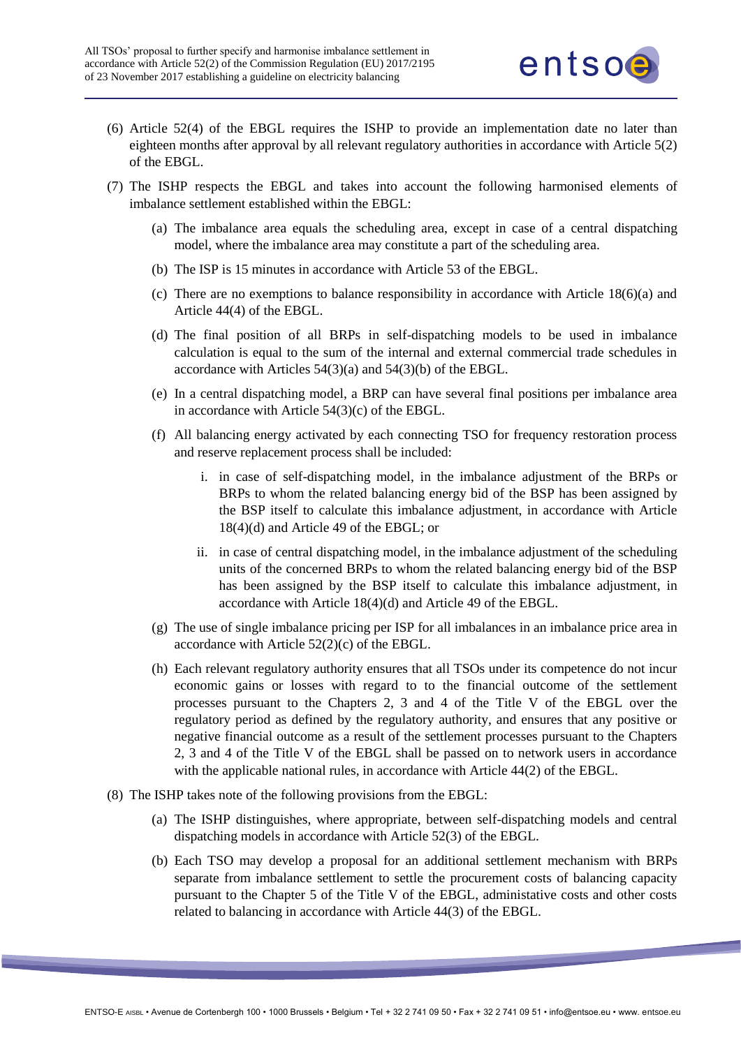(6) Article 52(4) of the EBGL requires the ISHP to provide an implementation date no later than eighteen months after approval by all relevant regulatory authorities in accordance with Article 5(2) of the EBGL.

(7) The ISHP respects the EBGL and takes into account the following harmonised elements of imbalance settlement established within the EBGL:

  (a) The imbalance area equals the scheduling area, except in case of a central dispatching model, where the imbalance area may constitute a part of the scheduling area.

  (b) The ISP is 15 minutes in accordance with Article 53 of the EBGL.

  (c) There are no exemptions to balance responsibility in accordance with Article 18(6)(a) and Article 44(4) of the EBGL.

  (d) The final position of all BRPs in self-dispatching models to be used in imbalance calculation is equal to the sum of the internal and external commercial trade schedules in accordance with Articles 54(3)(a) and 54(3)(b) of the EBGL.

  (e) In a central dispatching model, a BRP can have several final positions per imbalance area in accordance with Article 54(3)(c) of the EBGL.

  (f) All balancing energy activated by each connecting TSO for frequency restoration process and reserve replacement process shall be included:

    i. in case of self-dispatching model, in the imbalance adjustment of the BRPs or BRPs to whom the related balancing energy bid of the BSP has been assigned by the BSP itself to calculate this imbalance adjustment, in accordance with Article 18(4)(d) and Article 49 of the EBGL; or

    ii. in case of central dispatching model, in the imbalance adjustment of the scheduling units of the concerned BRPs to whom the related balancing energy bid of the BSP has been assigned by the BSP itself to calculate this imbalance adjustment, in accordance with Article 18(4)(d) and Article 49 of the EBGL.

  (g) The use of single imbalance pricing per ISP for all imbalances in an imbalance price area in accordance with Article 52(2)(c) of the EBGL.

  (h) Each relevant regulatory authority ensures that all TSOs under its competence do not incur economic gains or losses with regard to to the financial outcome of the settlement processes pursuant to the Chapters 2, 3 and 4 of the Title V of the EBGL over the regulatory period as defined by the regulatory authority, and ensures that any positive or negative financial outcome as a result of the settlement processes pursuant to the Chapters 2, 3 and 4 of the Title V of the EBGL shall be passed on to network users in accordance with the applicable national rules, in accordance with Article 44(2) of the EBGL.

(8) The ISHP takes note of the following provisions from the EBGL:

  (a) The ISHP distinguishes, where appropriate, between self-dispatching models and central dispatching models in accordance with Article 52(3) of the EBGL.

  (b) Each TSO may develop a proposal for an additional settlement mechanism with BRPs separate from imbalance settlement to settle the procurement costs of balancing capacity pursuant to the Chapter 5 of the Title V of the EBGL, administative costs and other costs related to balancing in accordance with Article 44(3) of the EBGL.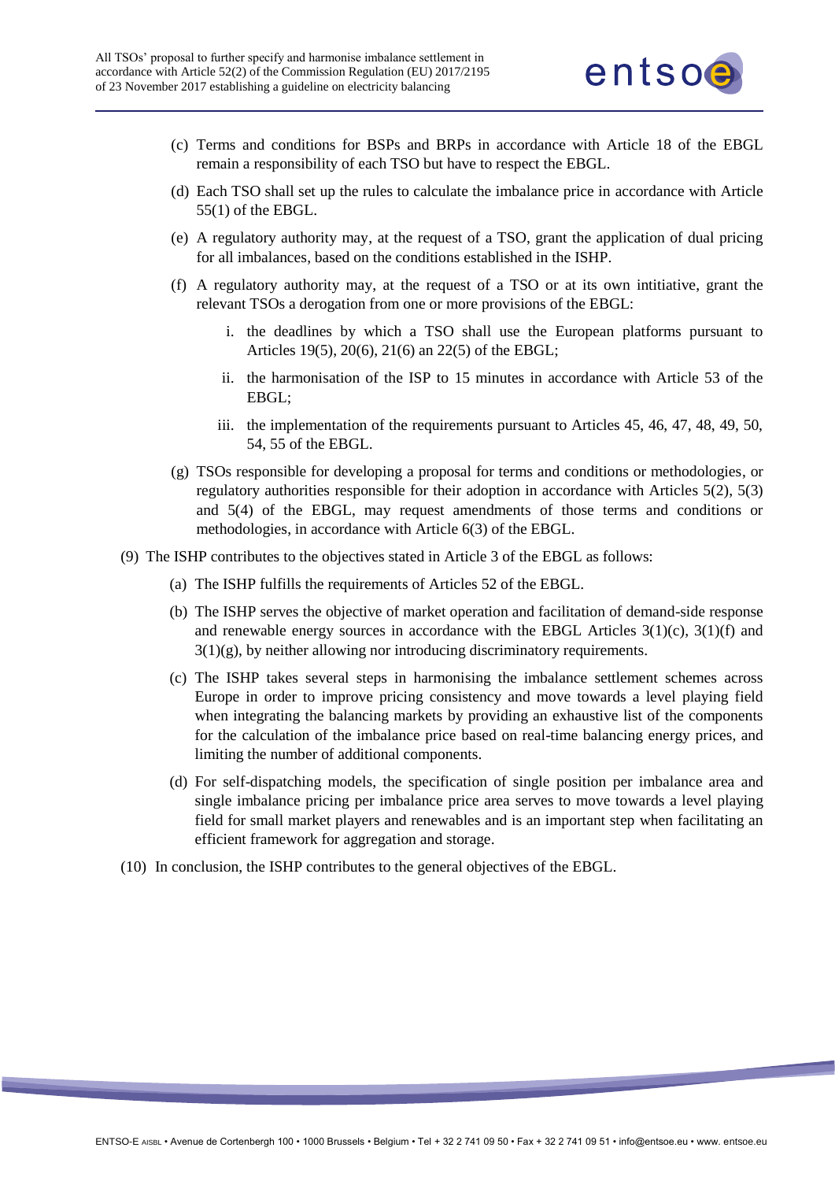(c) Terms and conditions for BSPs and BRPs in accordance with Article 18 of the EBGL remain a responsibility of each TSO but have to respect the EBGL.

(d) Each TSO shall set up the rules to calculate the imbalance price in accordance with Article 55(1) of the EBGL.

(e) A regulatory authority may, at the request of a TSO, grant the application of dual pricing for all imbalances, based on the conditions established in the ISHP.

(f) A regulatory authority may, at the request of a TSO or at its own intitiative, grant the relevant TSOs a derogation from one or more provisions of the EBGL:

   i. the deadlines by which a TSO shall use the European platforms pursuant to Articles 19(5), 20(6), 21(6) an 22(5) of the EBGL;

   ii. the harmonisation of the ISP to 15 minutes in accordance with Article 53 of the EBGL;

   iii. the implementation of the requirements pursuant to Articles 45, 46, 47, 48, 49, 50, 54, 55 of the EBGL.

(g) TSOs responsible for developing a proposal for terms and conditions or methodologies, or regulatory authorities responsible for their adoption in accordance with Articles 5(2), 5(3) and 5(4) of the EBGL, may request amendments of those terms and conditions or methodologies, in accordance with Article 6(3) of the EBGL.

(9) The ISHP contributes to the objectives stated in Article 3 of the EBGL as follows:

(a) The ISHP fulfills the requirements of Articles 52 of the EBGL.

(b) The ISHP serves the objective of market operation and facilitation of demand-side response and renewable energy sources in accordance with the EBGL Articles 3(1)(c), 3(1)(f) and 3(1)(g), by neither allowing nor introducing discriminatory requirements.

(c) The ISHP takes several steps in harmonising the imbalance settlement schemes across Europe in order to improve pricing consistency and move towards a level playing field when integrating the balancing markets by providing an exhaustive list of the components for the calculation of the imbalance price based on real-time balancing energy prices, and limiting the number of additional components.

(d) For self-dispatching models, the specification of single position per imbalance area and single imbalance pricing per imbalance price area serves to move towards a level playing field for small market players and renewables and is an important step when facilitating an efficient framework for aggregation and storage.

(10) In conclusion, the ISHP contributes to the general objectives of the EBGL.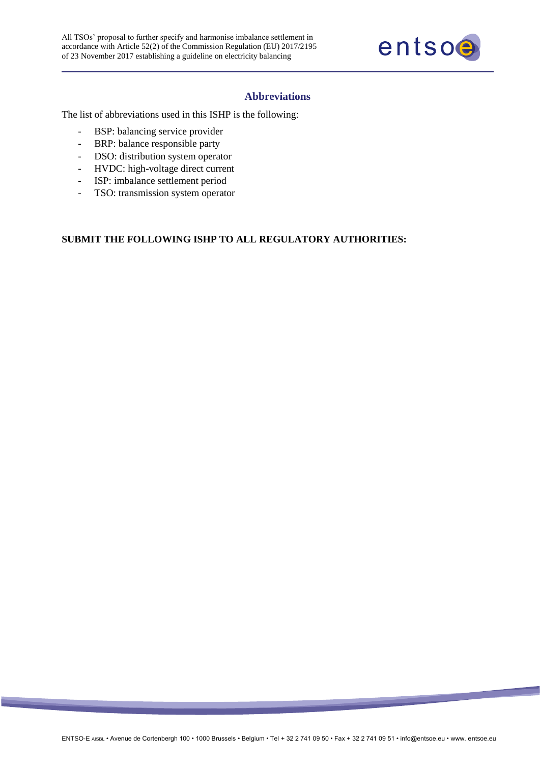## Abbreviations

The list of abbreviations used in this ISHP is the following:

- BSP: balancing service provider
- BRP: balance responsible party
- DSO: distribution system operator
- HVDC: high-voltage direct current
- ISP: imbalance settlement period
- TSO: transmission system operator

**SUBMIT THE FOLLOWING ISHP TO ALL REGULATORY AUTHORITIES:**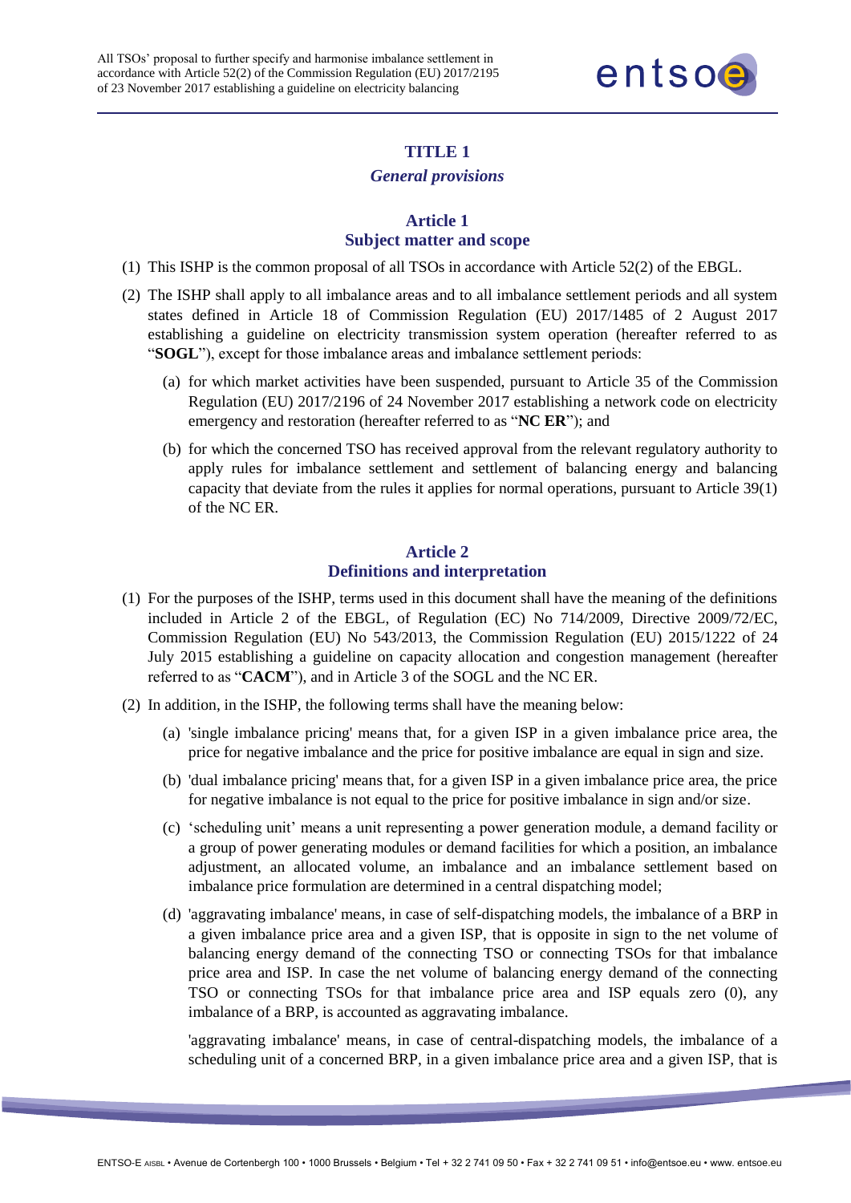# TITLE 1

## *General provisions*

### Article 1
### Subject matter and scope

(1) This ISHP is the common proposal of all TSOs in accordance with Article 52(2) of the EBGL.

(2) The ISHP shall apply to all imbalance areas and to all imbalance settlement periods and all system states defined in Article 18 of Commission Regulation (EU) 2017/1485 of 2 August 2017 establishing a guideline on electricity transmission system operation (hereafter referred to as "**SOGL**"), except for those imbalance areas and imbalance settlement periods:

   (a) for which market activities have been suspended, pursuant to Article 35 of the Commission Regulation (EU) 2017/2196 of 24 November 2017 establishing a network code on electricity emergency and restoration (hereafter referred to as "**NC ER**"); and

   (b) for which the concerned TSO has received approval from the relevant regulatory authority to apply rules for imbalance settlement and settlement of balancing energy and balancing capacity that deviate from the rules it applies for normal operations, pursuant to Article 39(1) of the NC ER.

### Article 2
### Definitions and interpretation

(1) For the purposes of the ISHP, terms used in this document shall have the meaning of the definitions included in Article 2 of the EBGL, of Regulation (EC) No 714/2009, Directive 2009/72/EC, Commission Regulation (EU) No 543/2013, the Commission Regulation (EU) 2015/1222 of 24 July 2015 establishing a guideline on capacity allocation and congestion management (hereafter referred to as "**CACM**"), and in Article 3 of the SOGL and the NC ER.

(2) In addition, in the ISHP, the following terms shall have the meaning below:

   (a) 'single imbalance pricing' means that, for a given ISP in a given imbalance price area, the price for negative imbalance and the price for positive imbalance are equal in sign and size.

   (b) 'dual imbalance pricing' means that, for a given ISP in a given imbalance price area, the price for negative imbalance is not equal to the price for positive imbalance in sign and/or size.

   (c) 'scheduling unit' means a unit representing a power generation module, a demand facility or a group of power generating modules or demand facilities for which a position, an imbalance adjustment, an allocated volume, an imbalance and an imbalance settlement based on imbalance price formulation are determined in a central dispatching model;

   (d) 'aggravating imbalance' means, in case of self-dispatching models, the imbalance of a BRP in a given imbalance price area and a given ISP, that is opposite in sign to the net volume of balancing energy demand of the connecting TSO or connecting TSOs for that imbalance price area and ISP. In case the net volume of balancing energy demand of the connecting TSO or connecting TSOs for that imbalance price area and ISP equals zero (0), any imbalance of a BRP, is accounted as aggravating imbalance.

   'aggravating imbalance' means, in case of central-dispatching models, the imbalance of a scheduling unit of a concerned BRP, in a given imbalance price area and a given ISP, that is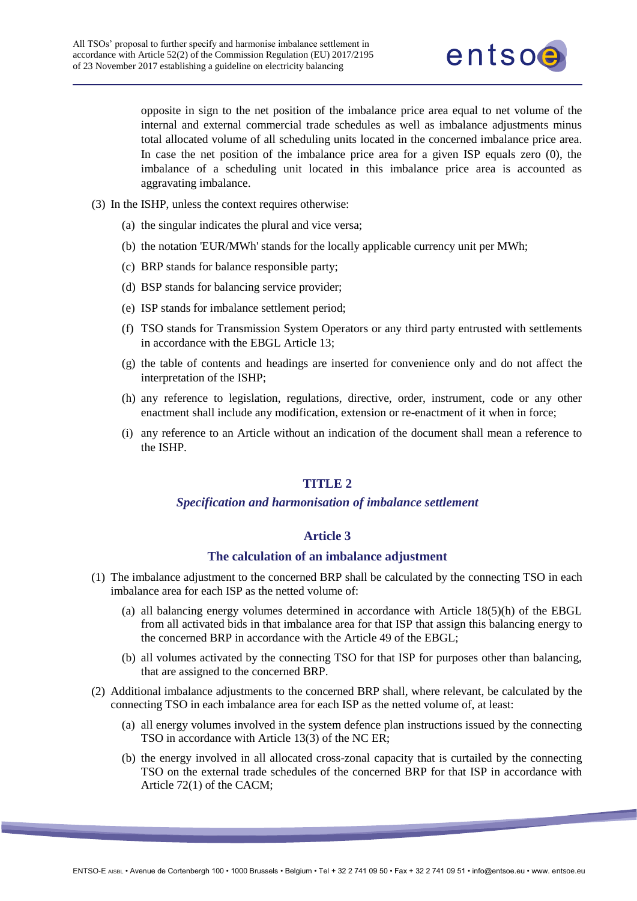opposite in sign to the net position of the imbalance price area equal to net volume of the internal and external commercial trade schedules as well as imbalance adjustments minus total allocated volume of all scheduling units located in the concerned imbalance price area. In case the net position of the imbalance price area for a given ISP equals zero (0), the imbalance of a scheduling unit located in this imbalance price area is accounted as aggravating imbalance.

(3) In the ISHP, unless the context requires otherwise:

(a) the singular indicates the plural and vice versa;

(b) the notation 'EUR/MWh' stands for the locally applicable currency unit per MWh;

(c) BRP stands for balance responsible party;

(d) BSP stands for balancing service provider;

(e) ISP stands for imbalance settlement period;

(f) TSO stands for Transmission System Operators or any third party entrusted with settlements in accordance with the EBGL Article 13;

(g) the table of contents and headings are inserted for convenience only and do not affect the interpretation of the ISHP;

(h) any reference to legislation, regulations, directive, order, instrument, code or any other enactment shall include any modification, extension or re-enactment of it when in force;

(i) any reference to an Article without an indication of the document shall mean a reference to the ISHP.

# TITLE 2

## *Specification and harmonisation of imbalance settlement*

## Article 3

### The calculation of an imbalance adjustment

(1) The imbalance adjustment to the concerned BRP shall be calculated by the connecting TSO in each imbalance area for each ISP as the netted volume of:

(a) all balancing energy volumes determined in accordance with Article 18(5)(h) of the EBGL from all activated bids in that imbalance area for that ISP that assign this balancing energy to the concerned BRP in accordance with the Article 49 of the EBGL;

(b) all volumes activated by the connecting TSO for that ISP for purposes other than balancing, that are assigned to the concerned BRP.

(2) Additional imbalance adjustments to the concerned BRP shall, where relevant, be calculated by the connecting TSO in each imbalance area for each ISP as the netted volume of, at least:

(a) all energy volumes involved in the system defence plan instructions issued by the connecting TSO in accordance with Article 13(3) of the NC ER;

(b) the energy involved in all allocated cross-zonal capacity that is curtailed by the connecting TSO on the external trade schedules of the concerned BRP for that ISP in accordance with Article 72(1) of the CACM;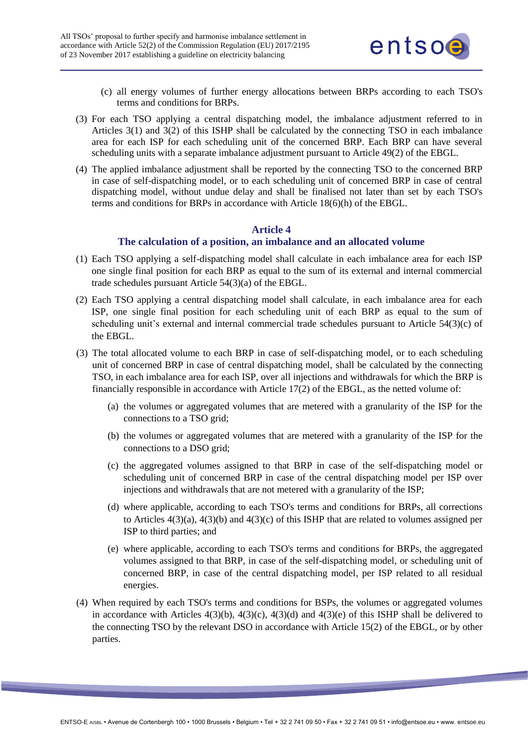(c) all energy volumes of further energy allocations between BRPs according to each TSO's terms and conditions for BRPs.

(3) For each TSO applying a central dispatching model, the imbalance adjustment referred to in Articles 3(1) and 3(2) of this ISHP shall be calculated by the connecting TSO in each imbalance area for each ISP for each scheduling unit of the concerned BRP. Each BRP can have several scheduling units with a separate imbalance adjustment pursuant to Article 49(2) of the EBGL.

(4) The applied imbalance adjustment shall be reported by the connecting TSO to the concerned BRP in case of self-dispatching model, or to each scheduling unit of concerned BRP in case of central dispatching model, without undue delay and shall be finalised not later than set by each TSO's terms and conditions for BRPs in accordance with Article 18(6)(h) of the EBGL.

## Article 4
## The calculation of a position, an imbalance and an allocated volume

(1) Each TSO applying a self-dispatching model shall calculate in each imbalance area for each ISP one single final position for each BRP as equal to the sum of its external and internal commercial trade schedules pursuant Article 54(3)(a) of the EBGL.

(2) Each TSO applying a central dispatching model shall calculate, in each imbalance area for each ISP, one single final position for each scheduling unit of each BRP as equal to the sum of scheduling unit's external and internal commercial trade schedules pursuant to Article 54(3)(c) of the EBGL.

(3) The total allocated volume to each BRP in case of self-dispatching model, or to each scheduling unit of concerned BRP in case of central dispatching model, shall be calculated by the connecting TSO, in each imbalance area for each ISP, over all injections and withdrawals for which the BRP is financially responsible in accordance with Article 17(2) of the EBGL, as the netted volume of:

(a) the volumes or aggregated volumes that are metered with a granularity of the ISP for the connections to a TSO grid;

(b) the volumes or aggregated volumes that are metered with a granularity of the ISP for the connections to a DSO grid;

(c) the aggregated volumes assigned to that BRP in case of the self-dispatching model or scheduling unit of concerned BRP in case of the central dispatching model per ISP over injections and withdrawals that are not metered with a granularity of the ISP;

(d) where applicable, according to each TSO's terms and conditions for BRPs, all corrections to Articles 4(3)(a), 4(3)(b) and 4(3)(c) of this ISHP that are related to volumes assigned per ISP to third parties; and

(e) where applicable, according to each TSO's terms and conditions for BRPs, the aggregated volumes assigned to that BRP, in case of the self-dispatching model, or scheduling unit of concerned BRP, in case of the central dispatching model, per ISP related to all residual energies.

(4) When required by each TSO's terms and conditions for BSPs, the volumes or aggregated volumes in accordance with Articles 4(3)(b), 4(3)(c), 4(3)(d) and 4(3)(e) of this ISHP shall be delivered to the connecting TSO by the relevant DSO in accordance with Article 15(2) of the EBGL, or by other parties.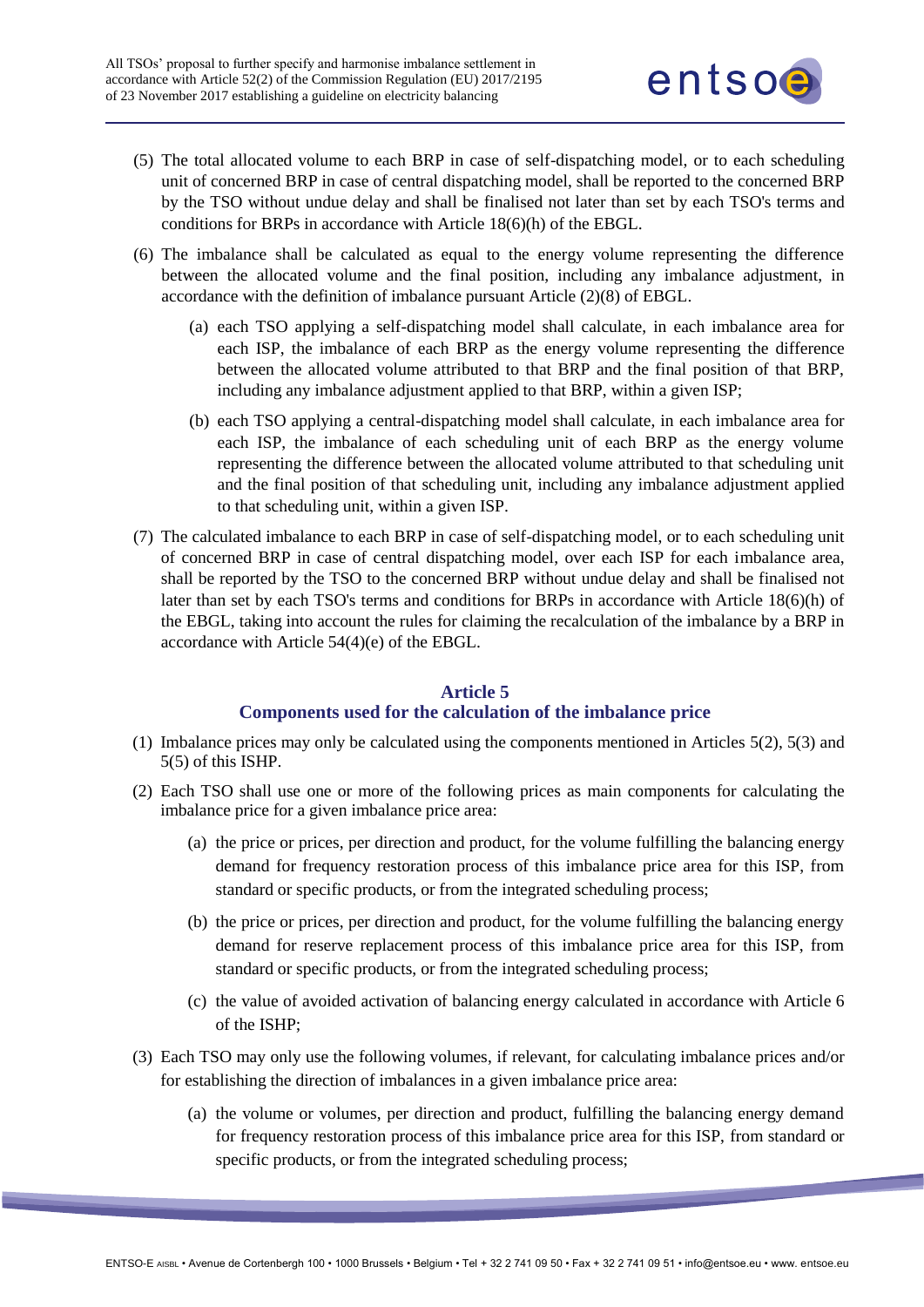(5) The total allocated volume to each BRP in case of self-dispatching model, or to each scheduling unit of concerned BRP in case of central dispatching model, shall be reported to the concerned BRP by the TSO without undue delay and shall be finalised not later than set by each TSO's terms and conditions for BRPs in accordance with Article 18(6)(h) of the EBGL.

(6) The imbalance shall be calculated as equal to the energy volume representing the difference between the allocated volume and the final position, including any imbalance adjustment, in accordance with the definition of imbalance pursuant Article (2)(8) of EBGL.

   (a) each TSO applying a self-dispatching model shall calculate, in each imbalance area for each ISP, the imbalance of each BRP as the energy volume representing the difference between the allocated volume attributed to that BRP and the final position of that BRP, including any imbalance adjustment applied to that BRP, within a given ISP;

   (b) each TSO applying a central-dispatching model shall calculate, in each imbalance area for each ISP, the imbalance of each scheduling unit of each BRP as the energy volume representing the difference between the allocated volume attributed to that scheduling unit and the final position of that scheduling unit, including any imbalance adjustment applied to that scheduling unit, within a given ISP.

(7) The calculated imbalance to each BRP in case of self-dispatching model, or to each scheduling unit of concerned BRP in case of central dispatching model, over each ISP for each imbalance area, shall be reported by the TSO to the concerned BRP without undue delay and shall be finalised not later than set by each TSO's terms and conditions for BRPs in accordance with Article 18(6)(h) of the EBGL, taking into account the rules for claiming the recalculation of the imbalance by a BRP in accordance with Article 54(4)(e) of the EBGL.

## Article 5
## Components used for the calculation of the imbalance price

(1) Imbalance prices may only be calculated using the components mentioned in Articles 5(2), 5(3) and 5(5) of this ISHP.

(2) Each TSO shall use one or more of the following prices as main components for calculating the imbalance price for a given imbalance price area:

   (a) the price or prices, per direction and product, for the volume fulfilling the balancing energy demand for frequency restoration process of this imbalance price area for this ISP, from standard or specific products, or from the integrated scheduling process;

   (b) the price or prices, per direction and product, for the volume fulfilling the balancing energy demand for reserve replacement process of this imbalance price area for this ISP, from standard or specific products, or from the integrated scheduling process;

   (c) the value of avoided activation of balancing energy calculated in accordance with Article 6 of the ISHP;

(3) Each TSO may only use the following volumes, if relevant, for calculating imbalance prices and/or for establishing the direction of imbalances in a given imbalance price area:

   (a) the volume or volumes, per direction and product, fulfilling the balancing energy demand for frequency restoration process of this imbalance price area for this ISP, from standard or specific products, or from the integrated scheduling process;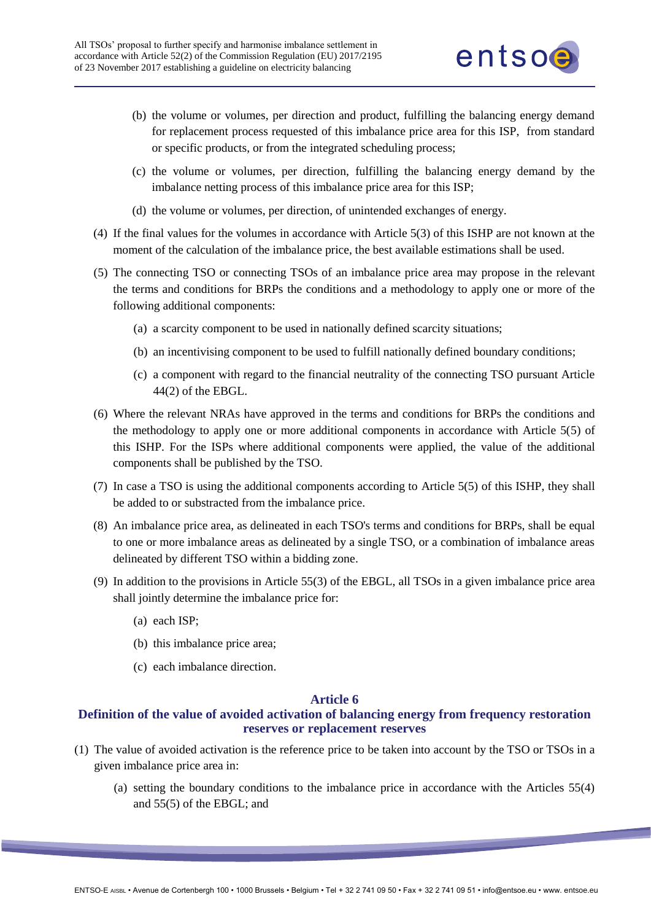(b) the volume or volumes, per direction and product, fulfilling the balancing energy demand for replacement process requested of this imbalance price area for this ISP, from standard or specific products, or from the integrated scheduling process;

(c) the volume or volumes, per direction, fulfilling the balancing energy demand by the imbalance netting process of this imbalance price area for this ISP;

(d) the volume or volumes, per direction, of unintended exchanges of energy.

(4) If the final values for the volumes in accordance with Article 5(3) of this ISHP are not known at the moment of the calculation of the imbalance price, the best available estimations shall be used.

(5) The connecting TSO or connecting TSOs of an imbalance price area may propose in the relevant the terms and conditions for BRPs the conditions and a methodology to apply one or more of the following additional components:

(a) a scarcity component to be used in nationally defined scarcity situations;

(b) an incentivising component to be used to fulfill nationally defined boundary conditions;

(c) a component with regard to the financial neutrality of the connecting TSO pursuant Article 44(2) of the EBGL.

(6) Where the relevant NRAs have approved in the terms and conditions for BRPs the conditions and the methodology to apply one or more additional components in accordance with Article 5(5) of this ISHP. For the ISPs where additional components were applied, the value of the additional components shall be published by the TSO.

(7) In case a TSO is using the additional components according to Article 5(5) of this ISHP, they shall be added to or substracted from the imbalance price.

(8) An imbalance price area, as delineated in each TSO's terms and conditions for BRPs, shall be equal to one or more imbalance areas as delineated by a single TSO, or a combination of imbalance areas delineated by different TSO within a bidding zone.

(9) In addition to the provisions in Article 55(3) of the EBGL, all TSOs in a given imbalance price area shall jointly determine the imbalance price for:

(a) each ISP;

(b) this imbalance price area;

(c) each imbalance direction.

## Article 6
## Definition of the value of avoided activation of balancing energy from frequency restoration reserves or replacement reserves

(1) The value of avoided activation is the reference price to be taken into account by the TSO or TSOs in a given imbalance price area in:

(a) setting the boundary conditions to the imbalance price in accordance with the Articles 55(4) and 55(5) of the EBGL; and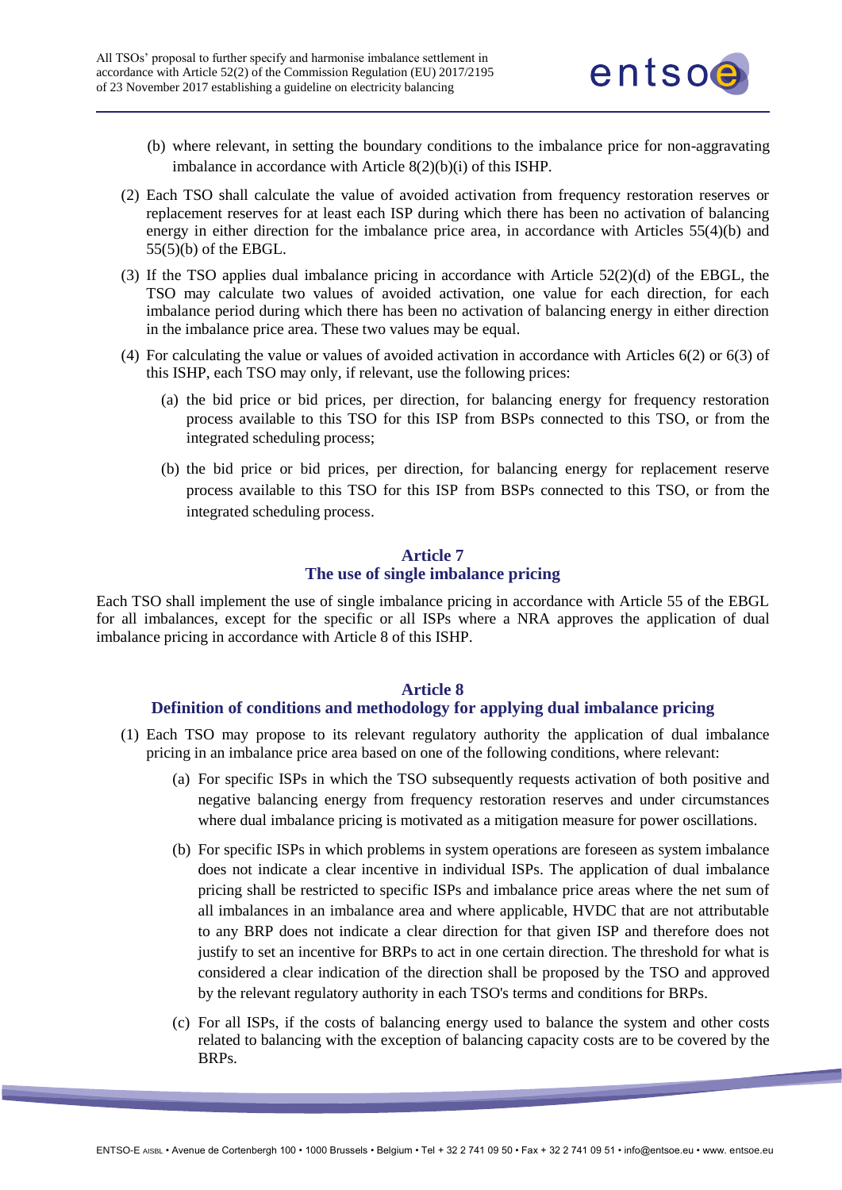(b) where relevant, in setting the boundary conditions to the imbalance price for non-aggravating imbalance in accordance with Article 8(2)(b)(i) of this ISHP.

(2) Each TSO shall calculate the value of avoided activation from frequency restoration reserves or replacement reserves for at least each ISP during which there has been no activation of balancing energy in either direction for the imbalance price area, in accordance with Articles 55(4)(b) and 55(5)(b) of the EBGL.

(3) If the TSO applies dual imbalance pricing in accordance with Article 52(2)(d) of the EBGL, the TSO may calculate two values of avoided activation, one value for each direction, for each imbalance period during which there has been no activation of balancing energy in either direction in the imbalance price area. These two values may be equal.

(4) For calculating the value or values of avoided activation in accordance with Articles 6(2) or 6(3) of this ISHP, each TSO may only, if relevant, use the following prices:

   (a) the bid price or bid prices, per direction, for balancing energy for frequency restoration process available to this TSO for this ISP from BSPs connected to this TSO, or from the integrated scheduling process;

   (b) the bid price or bid prices, per direction, for balancing energy for replacement reserve process available to this TSO for this ISP from BSPs connected to this TSO, or from the integrated scheduling process.

## Article 7
## The use of single imbalance pricing

Each TSO shall implement the use of single imbalance pricing in accordance with Article 55 of the EBGL for all imbalances, except for the specific or all ISPs where a NRA approves the application of dual imbalance pricing in accordance with Article 8 of this ISHP.

## Article 8
## Definition of conditions and methodology for applying dual imbalance pricing

(1) Each TSO may propose to its relevant regulatory authority the application of dual imbalance pricing in an imbalance price area based on one of the following conditions, where relevant:

   (a) For specific ISPs in which the TSO subsequently requests activation of both positive and negative balancing energy from frequency restoration reserves and under circumstances where dual imbalance pricing is motivated as a mitigation measure for power oscillations.

   (b) For specific ISPs in which problems in system operations are foreseen as system imbalance does not indicate a clear incentive in individual ISPs. The application of dual imbalance pricing shall be restricted to specific ISPs and imbalance price areas where the net sum of all imbalances in an imbalance area and where applicable, HVDC that are not attributable to any BRP does not indicate a clear direction for that given ISP and therefore does not justify to set an incentive for BRPs to act in one certain direction. The threshold for what is considered a clear indication of the direction shall be proposed by the TSO and approved by the relevant regulatory authority in each TSO's terms and conditions for BRPs.

   (c) For all ISPs, if the costs of balancing energy used to balance the system and other costs related to balancing with the exception of balancing capacity costs are to be covered by the BRPs.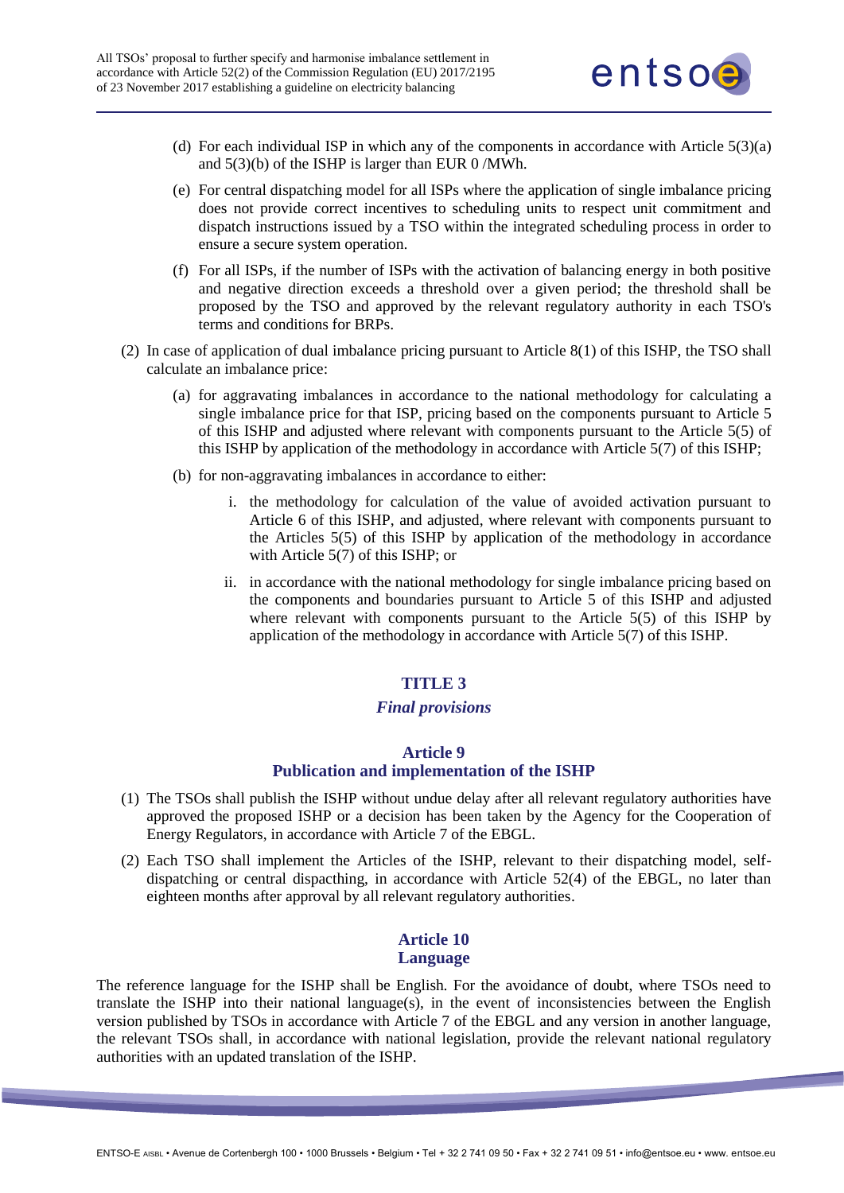(d) For each individual ISP in which any of the components in accordance with Article 5(3)(a) and 5(3)(b) of the ISHP is larger than EUR 0 /MWh.

(e) For central dispatching model for all ISPs where the application of single imbalance pricing does not provide correct incentives to scheduling units to respect unit commitment and dispatch instructions issued by a TSO within the integrated scheduling process in order to ensure a secure system operation.

(f) For all ISPs, if the number of ISPs with the activation of balancing energy in both positive and negative direction exceeds a threshold over a given period; the threshold shall be proposed by the TSO and approved by the relevant regulatory authority in each TSO's terms and conditions for BRPs.

(2) In case of application of dual imbalance pricing pursuant to Article 8(1) of this ISHP, the TSO shall calculate an imbalance price:

(a) for aggravating imbalances in accordance to the national methodology for calculating a single imbalance price for that ISP, pricing based on the components pursuant to Article 5 of this ISHP and adjusted where relevant with components pursuant to the Article 5(5) of this ISHP by application of the methodology in accordance with Article 5(7) of this ISHP;

(b) for non-aggravating imbalances in accordance to either:

i. the methodology for calculation of the value of avoided activation pursuant to Article 6 of this ISHP, and adjusted, where relevant with components pursuant to the Articles 5(5) of this ISHP by application of the methodology in accordance with Article 5(7) of this ISHP; or

ii. in accordance with the national methodology for single imbalance pricing based on the components and boundaries pursuant to Article 5 of this ISHP and adjusted where relevant with components pursuant to the Article 5(5) of this ISHP by application of the methodology in accordance with Article 5(7) of this ISHP.

## TITLE 3

### *Final provisions*

### Article 9
### Publication and implementation of the ISHP

(1) The TSOs shall publish the ISHP without undue delay after all relevant regulatory authorities have approved the proposed ISHP or a decision has been taken by the Agency for the Cooperation of Energy Regulators, in accordance with Article 7 of the EBGL.

(2) Each TSO shall implement the Articles of the ISHP, relevant to their dispatching model, self-dispatching or central dispatching, in accordance with Article 52(4) of the EBGL, no later than eighteen months after approval by all relevant regulatory authorities.

### Article 10
### Language

The reference language for the ISHP shall be English. For the avoidance of doubt, where TSOs need to translate the ISHP into their national language(s), in the event of inconsistencies between the English version published by TSOs in accordance with Article 7 of the EBGL and any version in another language, the relevant TSOs shall, in accordance with national legislation, provide the relevant national regulatory authorities with an updated translation of the ISHP.